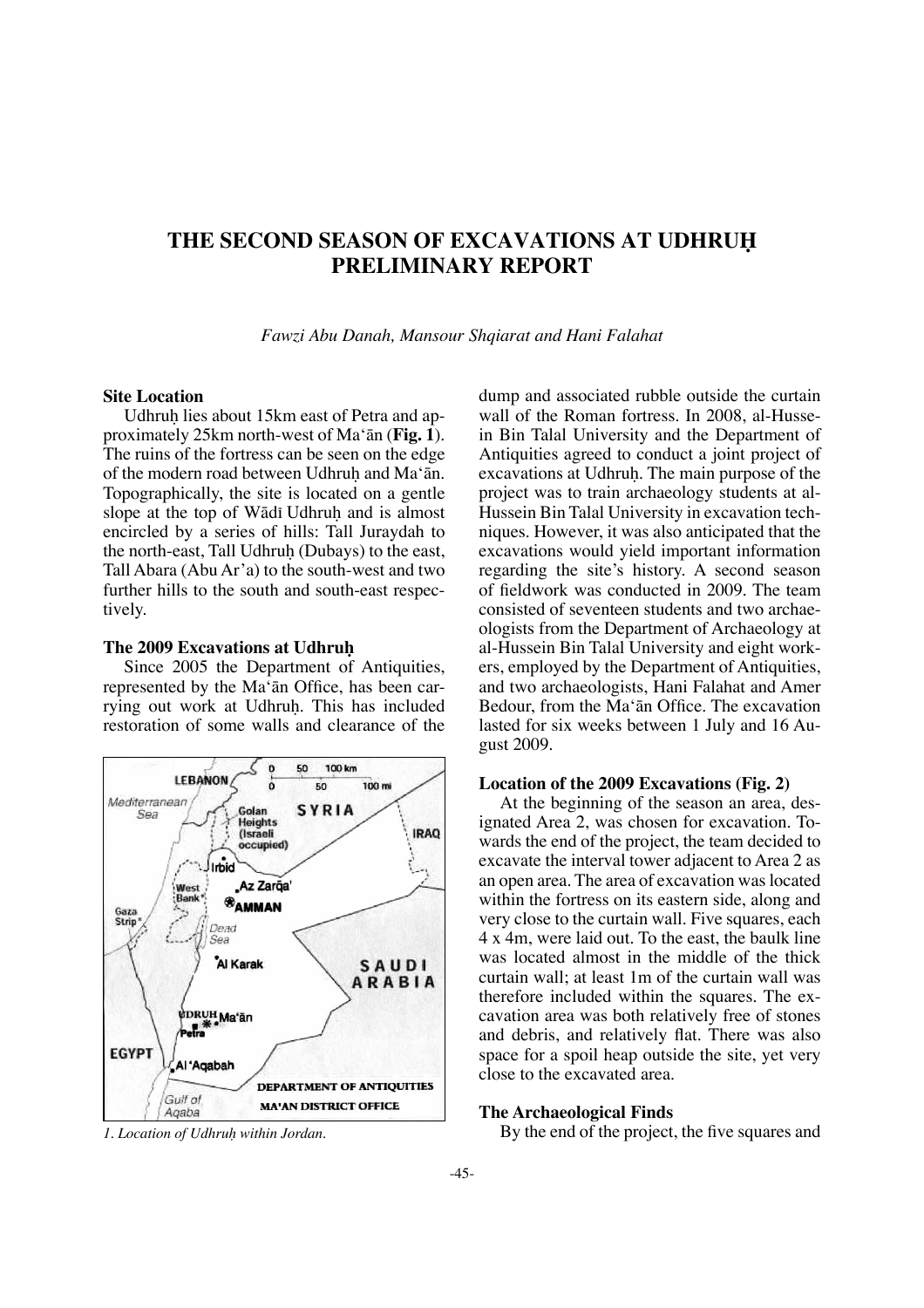# THE SECOND SEASON OF EXCAVATIONS AT UDHRUḤ PRELIMINARY REPORT

*Fawzi Abu Danah, Mansour Shqiarat and Hani Falahat*

## Site Location

Udhruḥ lies about 15km east of Petra and approximately 25km north-west of Ma'ān (**Fig. 1**). The ruins of the fortress can be seen on the edge of the modern road between Udhruḥ and Ma'ān. Topographically, the site is located on a gentle slope at the top of Wādī Udhruḥ and is almost encircled by a series of hills: Tall Juraydah to the north-east, Tall Udhruḥ (Dubays) to the east, Tall Abara (Abu Ar'a) to the south-west and two further hills to the south and south-east respectively.

## The 2009 Excavations at Udhruḥ

Since 2005 the Department of Antiquities, represented by the Ma'ān Office, has been carrying out work at Udhruḥ. This has included restoration of some walls and clearance of the dump and associated rubble outside the curtain wall of the Roman fortress. In 2008, al-Hussein Bin Talal University and the Department of Antiquities agreed to conduct a joint project of excavations at Udhruḥ. The main purpose of the project was to train archaeology students at al-Hussein Bin Talal University in excavation techniques. However, it was also anticipated that the excavations would yield important information regarding the site's history. A second season of fieldwork was conducted in 2009. The team consisted of seventeen students and two archaeologists from the Department of Archaeology at al-Hussein Bin Talal University and eight workers, employed by the Department of Antiquities, and two archaeologists, Hani Falahat and Amer Bedour, from the Ma'ān Office. The excavation lasted for six weeks between 1 July and 16 August 2009.

*1. Location of Udhruḥ within Jordan.*

## Location of the 2009 Excavations (Fig. 2)

At the beginning of the season an area, designated Area 2, was chosen for excavation. Towards the end of the project, the team decided to excavate the interval tower adjacent to Area 2 as an open area. The area of excavation was located within the fortress on its eastern side, along and very close to the curtain wall. Five squares, each 4 x 4m, were laid out. To the east, the baulk line was located almost in the middle of the thick curtain wall; at least 1m of the curtain wall was therefore included within the squares. The excavation area was both relatively free of stones and debris, and relatively flat. There was also space for a spoil heap outside the site, yet very close to the excavated area.

## The Archaeological Finds

By the end of the project, the five squares and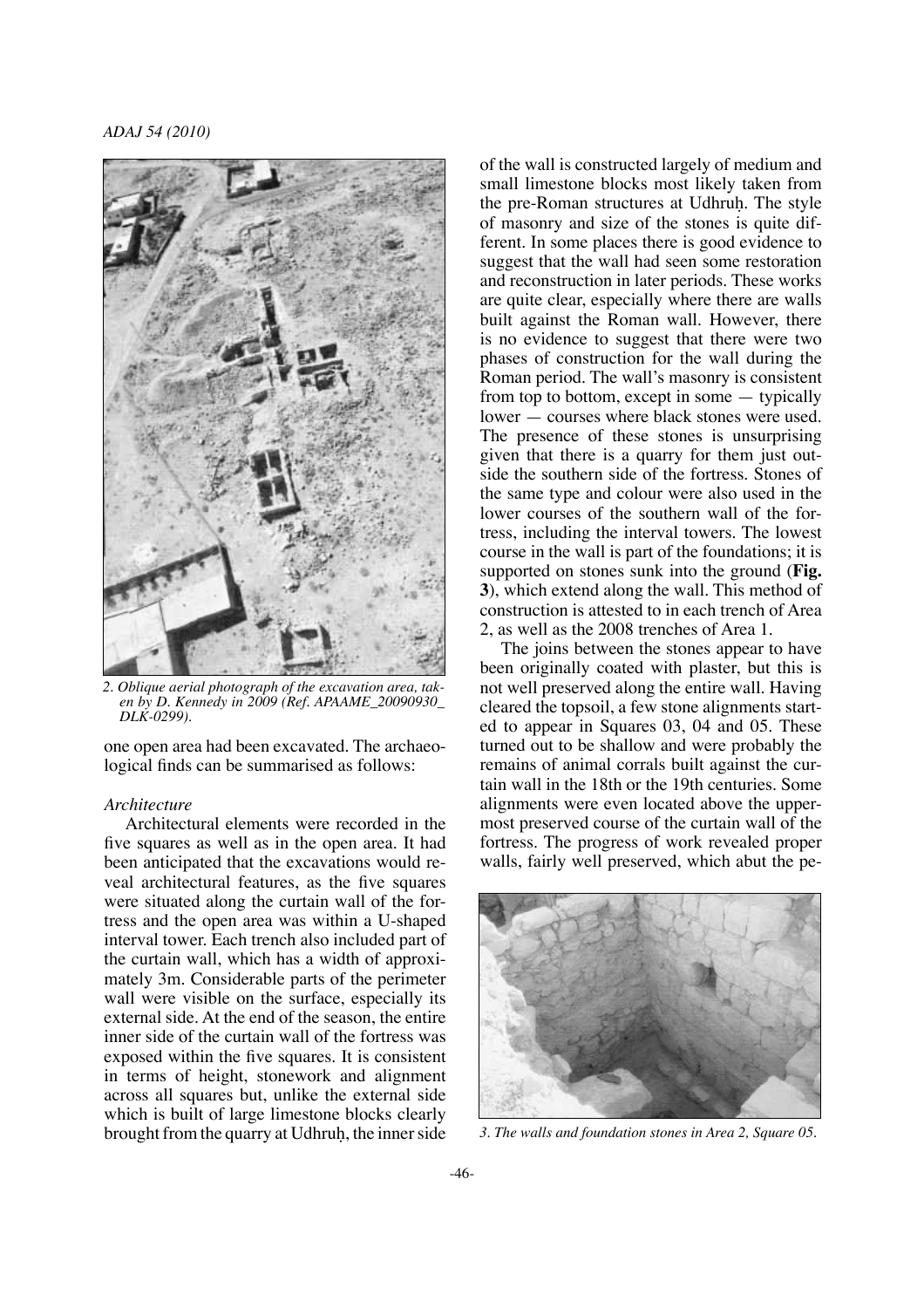2. *Oblique aerial photograph of the excavation area, taken by D. Kennedy in 2009 (Ref. APAAME_20090930_DLK-0299).*

one open area had been excavated. The archaeological finds can be summarised as follows:

*Architecture*

Architectural elements were recorded in the five squares as well as in the open area. It had been anticipated that the excavations would reveal architectural features, as the five squares were situated along the curtain wall of the fortress and the open area was within a U-shaped interval tower. Each trench also included part of the curtain wall, which has a width of approximately 3m. Considerable parts of the perimeter wall were visible on the surface, especially its external side. At the end of the season, the entire inner side of the curtain wall of the fortress was exposed within the five squares. It is consistent in terms of height, stonework and alignment across all squares but, unlike the external side which is built of large limestone blocks clearly brought from the quarry at Udhruḥ, the inner side of the wall is constructed largely of medium and small limestone blocks most likely taken from the pre-Roman structures at Udhruḥ. The style of masonry and size of the stones is quite different. In some places there is good evidence to suggest that the wall had seen some restoration and reconstruction in later periods. These works are quite clear, especially where there are walls built against the Roman wall. However, there is no evidence to suggest that there were two phases of construction for the wall during the Roman period. The wall's masonry is consistent from top to bottom, except in some — typically lower — courses where black stones were used. The presence of these stones is unsurprising given that there is a quarry for them just outside the southern side of the fortress. Stones of the same type and colour were also used in the lower courses of the southern wall of the fortress, including the interval towers. The lowest course in the wall is part of the foundations; it is supported on stones sunk into the ground (**Fig. 3**), which extend along the wall. This method of construction is attested to in each trench of Area 2, as well as the 2008 trenches of Area 1.

The joins between the stones appear to have been originally coated with plaster, but this is not well preserved along the entire wall. Having cleared the topsoil, a few stone alignments started to appear in Squares 03, 04 and 05. These turned out to be shallow and were probably the remains of animal corrals built against the curtain wall in the 18th or the 19th centuries. Some alignments were even located above the uppermost preserved course of the curtain wall of the fortress. The progress of work revealed proper walls, fairly well preserved, which abut the pe-

3. *The walls and foundation stones in Area 2, Square 05.*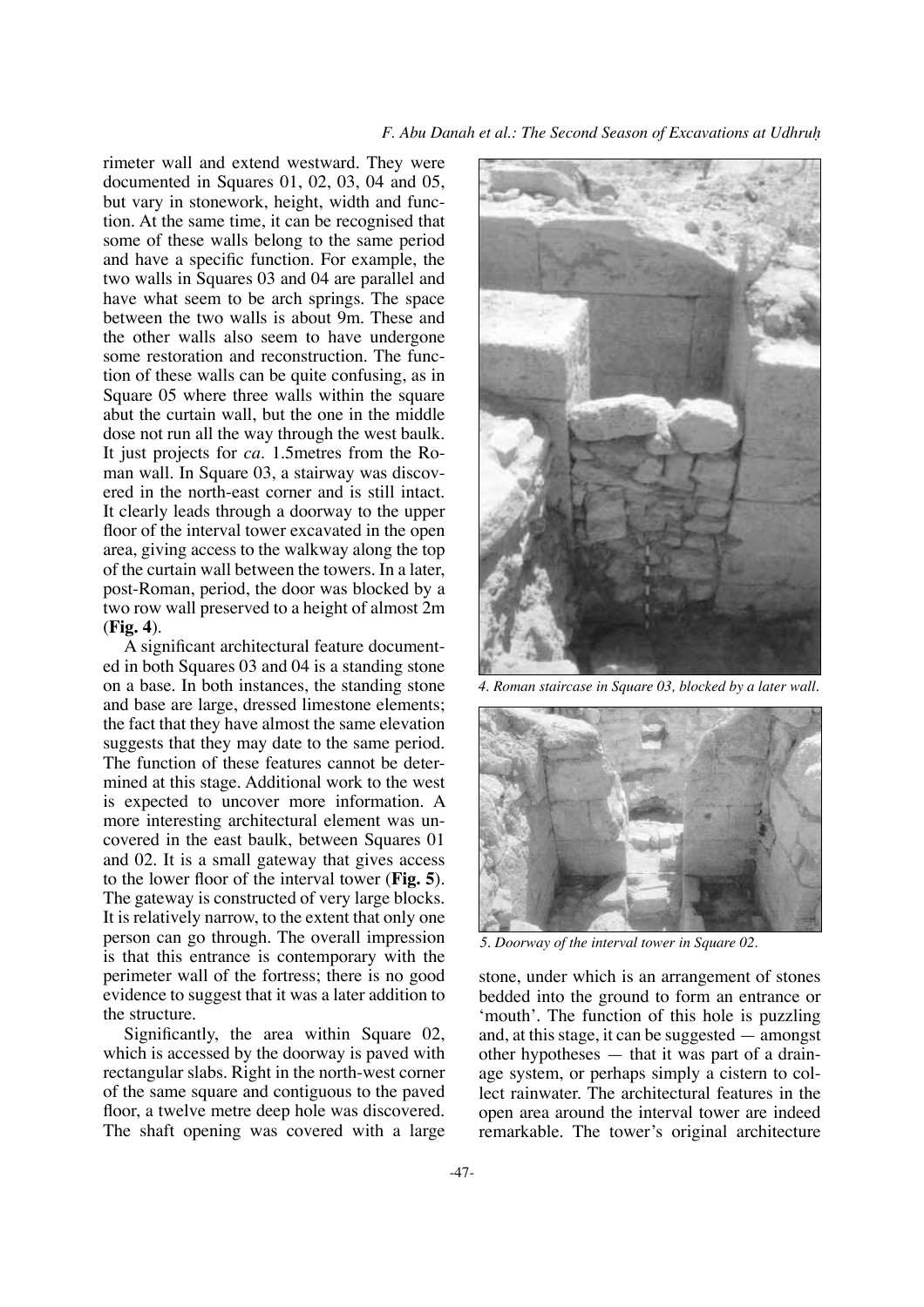rimeter wall and extend westward. They were documented in Squares 01, 02, 03, 04 and 05, but vary in stonework, height, width and function. At the same time, it can be recognised that some of these walls belong to the same period and have a specific function. For example, the two walls in Squares 03 and 04 are parallel and have what seem to be arch springs. The space between the two walls is about 9m. These and the other walls also seem to have undergone some restoration and reconstruction. The function of these walls can be quite confusing, as in Square 05 where three walls within the square abut the curtain wall, but the one in the middle dose not run all the way through the west baulk. It just projects for *ca*. 1.5metres from the Roman wall. In Square 03, a stairway was discovered in the north-east corner and is still intact. It clearly leads through a doorway to the upper floor of the interval tower excavated in the open area, giving access to the walkway along the top of the curtain wall between the towers. In a later, post-Roman, period, the door was blocked by a two row wall preserved to a height of almost 2m (**Fig. 4**).

A significant architectural feature documented in both Squares 03 and 04 is a standing stone on a base. In both instances, the standing stone and base are large, dressed limestone elements; the fact that they have almost the same elevation suggests that they may date to the same period. The function of these features cannot be determined at this stage. Additional work to the west is expected to uncover more information. A more interesting architectural element was uncovered in the east baulk, between Squares 01 and 02. It is a small gateway that gives access to the lower floor of the interval tower (**Fig. 5**). The gateway is constructed of very large blocks. It is relatively narrow, to the extent that only one person can go through. The overall impression is that this entrance is contemporary with the perimeter wall of the fortress; there is no good evidence to suggest that it was a later addition to the structure.

Significantly, the area within Square 02, which is accessed by the doorway is paved with rectangular slabs. Right in the north-west corner of the same square and contiguous to the paved floor, a twelve metre deep hole was discovered. The shaft opening was covered with a large stone, under which is an arrangement of stones bedded into the ground to form an entrance or 'mouth'. The function of this hole is puzzling and, at this stage, it can be suggested — amongst other hypotheses — that it was part of a drainage system, or perhaps simply a cistern to collect rainwater. The architectural features in the open area around the interval tower are indeed remarkable. The tower's original architecture

*4. Roman staircase in Square 03, blocked by a later wall.*

*5. Doorway of the interval tower in Square 02.*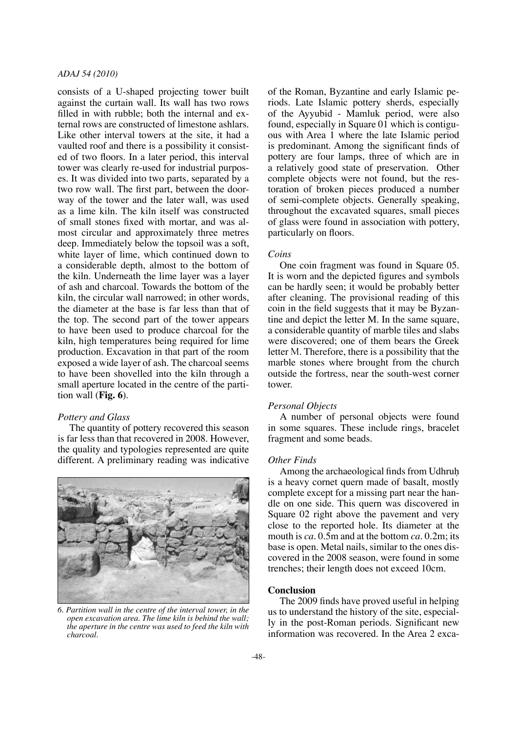consists of a U-shaped projecting tower built against the curtain wall. Its wall has two rows filled in with rubble; both the internal and external rows are constructed of limestone ashlars. Like other interval towers at the site, it had a vaulted roof and there is a possibility it consisted of two floors. In a later period, this interval tower was clearly re-used for industrial purposes. It was divided into two parts, separated by a two row wall. The first part, between the doorway of the tower and the later wall, was used as a lime kiln. The kiln itself was constructed of small stones fixed with mortar, and was almost circular and approximately three metres deep. Immediately below the topsoil was a soft, white layer of lime, which continued down to a considerable depth, almost to the bottom of the kiln. Underneath the lime layer was a layer of ash and charcoal. Towards the bottom of the kiln, the circular wall narrowed; in other words, the diameter at the base is far less than that of the top. The second part of the tower appears to have been used to produce charcoal for the kiln, high temperatures being required for lime production. Excavation in that part of the room exposed a wide layer of ash. The charcoal seems to have been shovelled into the kiln through a small aperture located in the centre of the partition wall (**Fig. 6**).

*Pottery and Glass*

The quantity of pottery recovered this season is far less than that recovered in 2008. However, the quality and typologies represented are quite different. A preliminary reading was indicative of the Roman, Byzantine and early Islamic periods. Late Islamic pottery sherds, especially of the Ayyubid - Mamluk period, were also found, especially in Square 01 which is contiguous with Area 1 where the late Islamic period is predominant. Among the significant finds of pottery are four lamps, three of which are in a relatively good state of preservation. Other complete objects were not found, but the restoration of broken pieces produced a number of semi-complete objects. Generally speaking, throughout the excavated squares, small pieces of glass were found in association with pottery, particularly on floors.

*6. Partition wall in the centre of the interval tower, in the open excavation area. The lime kiln is behind the wall; the aperture in the centre was used to feed the kiln with charcoal.*

*Coins*

One coin fragment was found in Square 05. It is worn and the depicted figures and symbols can be hardly seen; it would be probably better after cleaning. The provisional reading of this coin in the field suggests that it may be Byzantine and depict the letter M. In the same square, a considerable quantity of marble tiles and slabs were discovered; one of them bears the Greek letter M. Therefore, there is a possibility that the marble stones where brought from the church outside the fortress, near the south-west corner tower.

*Personal Objects*

A number of personal objects were found in some squares. These include rings, bracelet fragment and some beads.

*Other Finds*

Among the archaeological finds from Udhruḥ is a heavy cornet quern made of basalt, mostly complete except for a missing part near the handle on one side. This quern was discovered in Square 02 right above the pavement and very close to the reported hole. Its diameter at the mouth is *ca*. 0.5m and at the bottom *ca*. 0.2m; its base is open. Metal nails, similar to the ones discovered in the 2008 season, were found in some trenches; their length does not exceed 10cm.

## Conclusion

The 2009 finds have proved useful in helping us to understand the history of the site, especially in the post-Roman periods. Significant new information was recovered. In the Area 2 exca-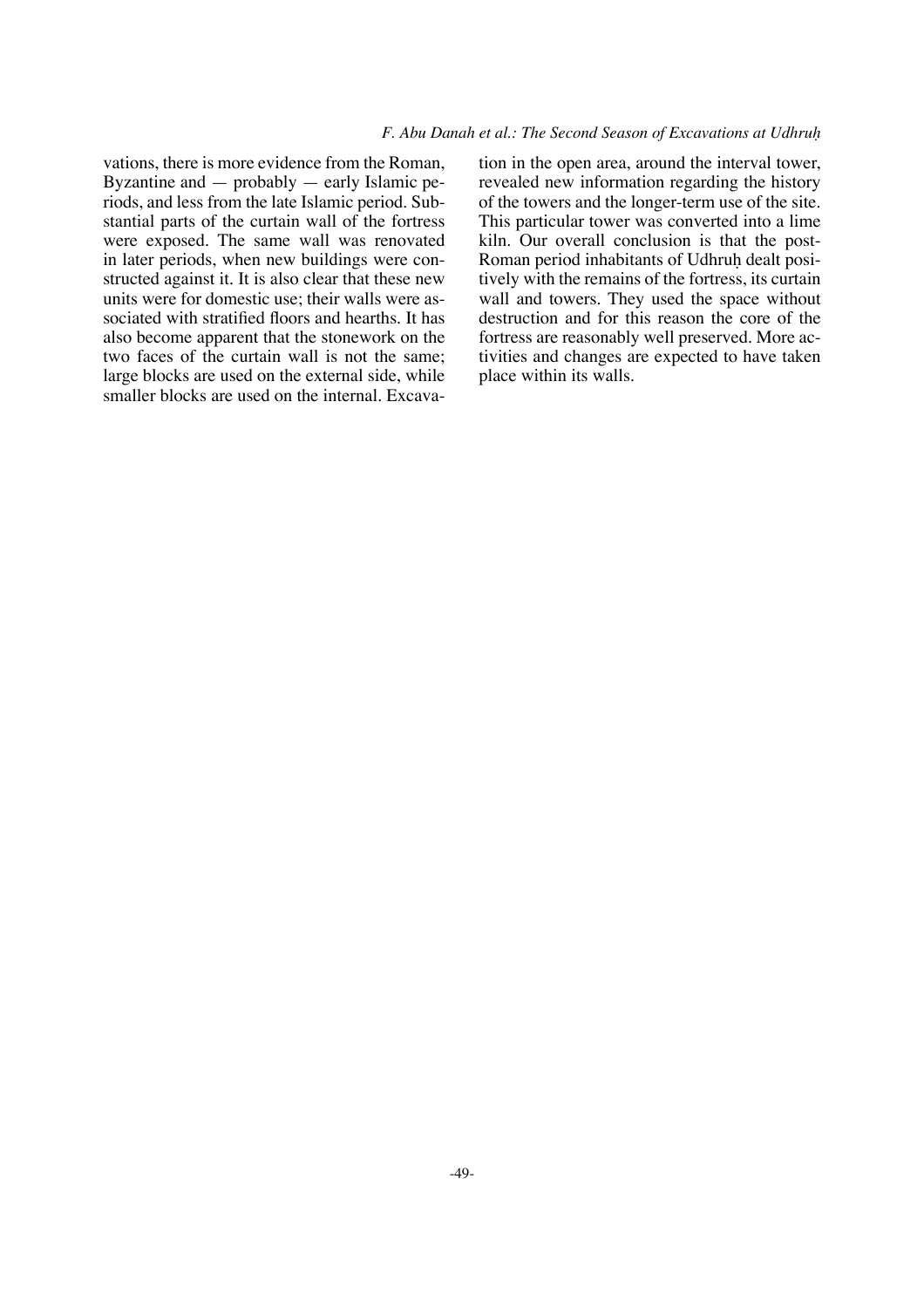vations, there is more evidence from the Roman, Byzantine and — probably — early Islamic periods, and less from the late Islamic period. Substantial parts of the curtain wall of the fortress were exposed. The same wall was renovated in later periods, when new buildings were constructed against it. It is also clear that these new units were for domestic use; their walls were associated with stratified floors and hearths. It has also become apparent that the stonework on the two faces of the curtain wall is not the same; large blocks are used on the external side, while smaller blocks are used on the internal. Excavation in the open area, around the interval tower, revealed new information regarding the history of the towers and the longer-term use of the site. This particular tower was converted into a lime kiln. Our overall conclusion is that the post-Roman period inhabitants of Udhruḥ dealt positively with the remains of the fortress, its curtain wall and towers. They used the space without destruction and for this reason the core of the fortress are reasonably well preserved. More activities and changes are expected to have taken place within its walls.